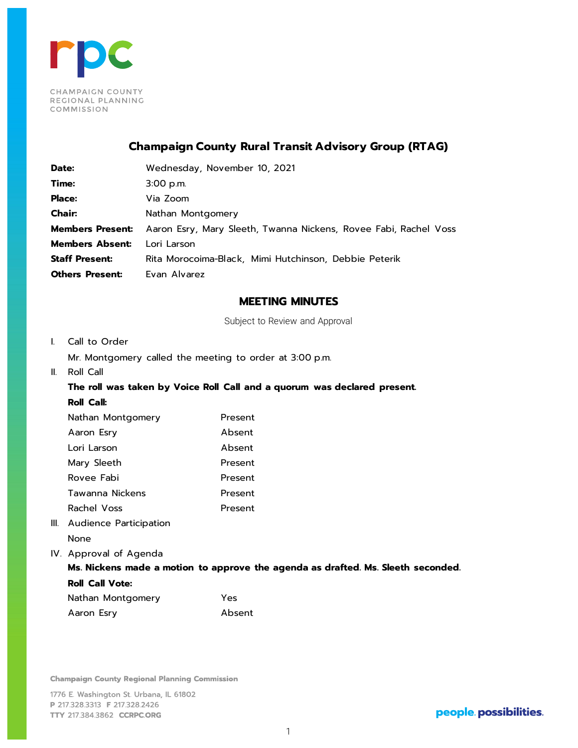CHAMPAIGN COUNTY
REGIONAL PLANNING
COMMISSION

## Champaign County Rural Transit Advisory Group (RTAG)

**Date:** Wednesday, November 10, 2021
**Time:** 3:00 p.m.
**Place:** Via Zoom
**Chair:** Nathan Montgomery
**Members Present:** Aaron Esry, Mary Sleeth, Twanna Nickens, Rovee Fabi, Rachel Voss
**Members Absent:** Lori Larson
**Staff Present:** Rita Morocoima-Black, Mimi Hutchinson, Debbie Peterik
**Others Present:** Evan Alvarez

## MEETING MINUTES

Subject to Review and Approval

I. Call to Order

Mr. Montgomery called the meeting to order at 3:00 p.m.

II. Roll Call

**The roll was taken by Voice Roll Call and a quorum was declared present.**

**Roll Call:**

| | |
|---|---|
| Nathan Montgomery | Present |
| Aaron Esry | Absent |
| Lori Larson | Absent |
| Mary Sleeth | Present |
| Rovee Fabi | Present |
| Tawanna Nickens | Present |
| Rachel Voss | Present |

III. Audience Participation

None

IV. Approval of Agenda

**Ms. Nickens made a motion to approve the agenda as drafted. Ms. Sleeth seconded.**

**Roll Call Vote:**

| | |
|---|---|
| Nathan Montgomery | Yes |
| Aaron Esry | Absent |

Champaign County Regional Planning Commission
1776 E. Washington St. Urbana, IL 61802
P 217.328.3313 F 217.328.2426
TTY 217.384.3862 CCRPC.ORG

people. possibilities.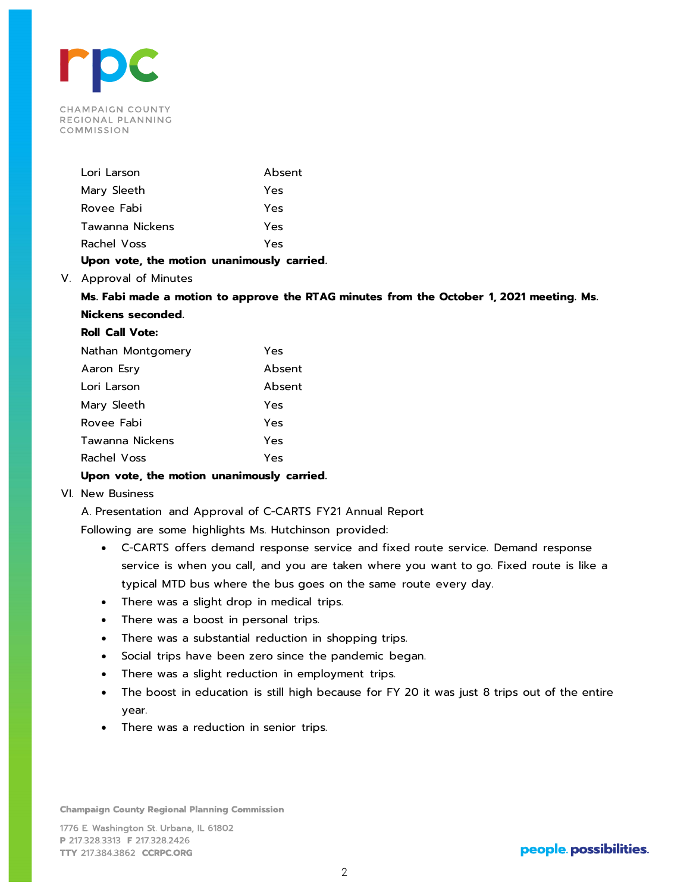| | |
|---|---|
| Lori Larson | Absent |
| Mary Sleeth | Yes |
| Rovee Fabi | Yes |
| Tawanna Nickens | Yes |
| Rachel Voss | Yes |

**Upon vote, the motion unanimously carried.**

V. Approval of Minutes

**Ms. Fabi made a motion to approve the RTAG minutes from the October 1, 2021 meeting. Ms. Nickens seconded.**

**Roll Call Vote:**

| | |
|---|---|
| Nathan Montgomery | Yes |
| Aaron Esry | Absent |
| Lori Larson | Absent |
| Mary Sleeth | Yes |
| Rovee Fabi | Yes |
| Tawanna Nickens | Yes |
| Rachel Voss | Yes |

**Upon vote, the motion unanimously carried.**

VI. New Business

A. Presentation and Approval of C-CARTS FY21 Annual Report

Following are some highlights Ms. Hutchinson provided:

- C-CARTS offers demand response service and fixed route service. Demand response service is when you call, and you are taken where you want to go. Fixed route is like a typical MTD bus where the bus goes on the same route every day.
- There was a slight drop in medical trips.
- There was a boost in personal trips.
- There was a substantial reduction in shopping trips.
- Social trips have been zero since the pandemic began.
- There was a slight reduction in employment trips.
- The boost in education is still high because for FY 20 it was just 8 trips out of the entire year.
- There was a reduction in senior trips.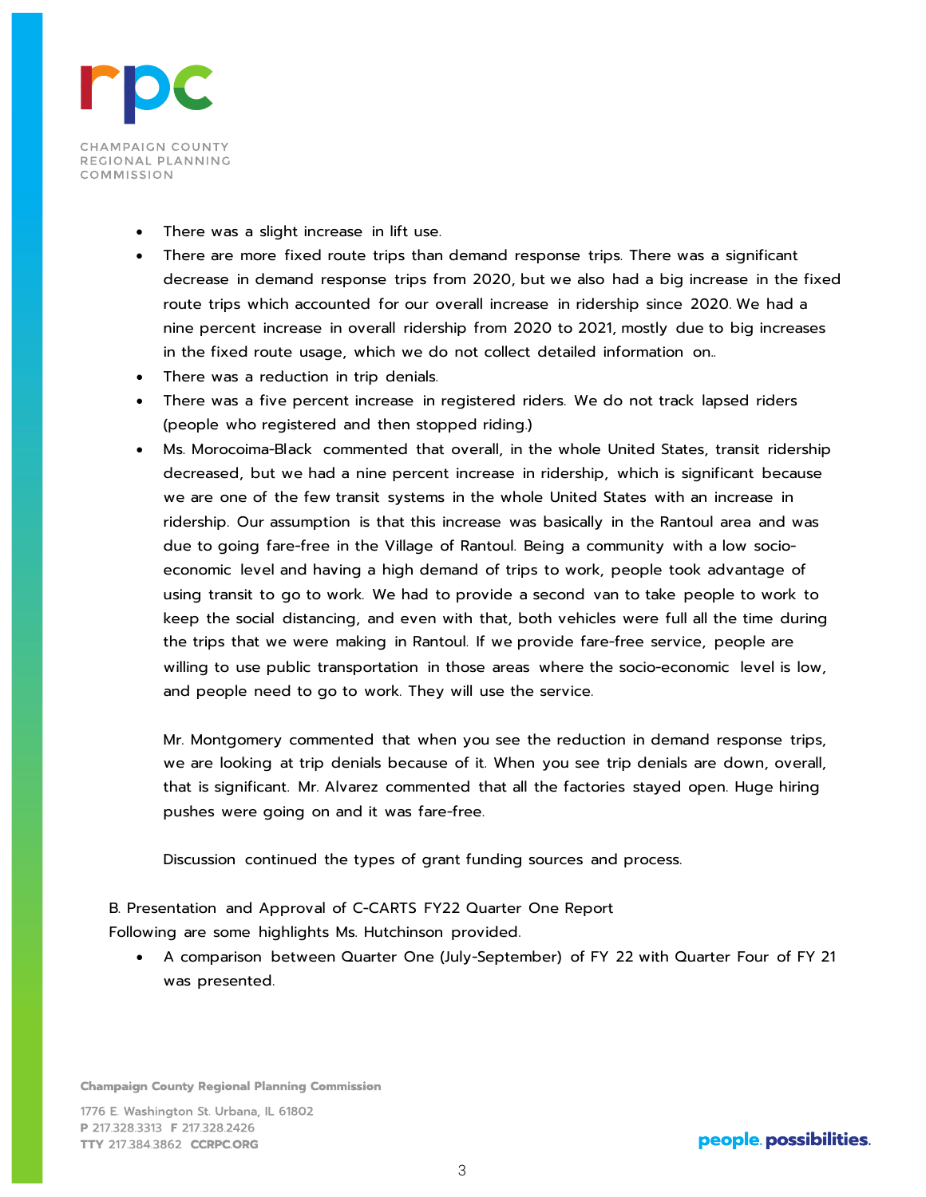- There was a slight increase in lift use.
- There are more fixed route trips than demand response trips. There was a significant decrease in demand response trips from 2020, but we also had a big increase in the fixed route trips which accounted for our overall increase in ridership since 2020. We had a nine percent increase in overall ridership from 2020 to 2021, mostly due to big increases in the fixed route usage, which we do not collect detailed information on..
- There was a reduction in trip denials.
- There was a five percent increase in registered riders. We do not track lapsed riders (people who registered and then stopped riding.)
- Ms. Morocoima-Black commented that overall, in the whole United States, transit ridership decreased, but we had a nine percent increase in ridership, which is significant because we are one of the few transit systems in the whole United States with an increase in ridership. Our assumption is that this increase was basically in the Rantoul area and was due to going fare-free in the Village of Rantoul. Being a community with a low socio-economic level and having a high demand of trips to work, people took advantage of using transit to go to work. We had to provide a second van to take people to work to keep the social distancing, and even with that, both vehicles were full all the time during the trips that we were making in Rantoul. If we provide fare-free service, people are willing to use public transportation in those areas where the socio-economic level is low, and people need to go to work. They will use the service.

  Mr. Montgomery commented that when you see the reduction in demand response trips, we are looking at trip denials because of it. When you see trip denials are down, overall, that is significant. Mr. Alvarez commented that all the factories stayed open. Huge hiring pushes were going on and it was fare-free.

  Discussion continued the types of grant funding sources and process.

B. Presentation and Approval of C-CARTS FY22 Quarter One Report

Following are some highlights Ms. Hutchinson provided.

- A comparison between Quarter One (July-September) of FY 22 with Quarter Four of FY 21 was presented.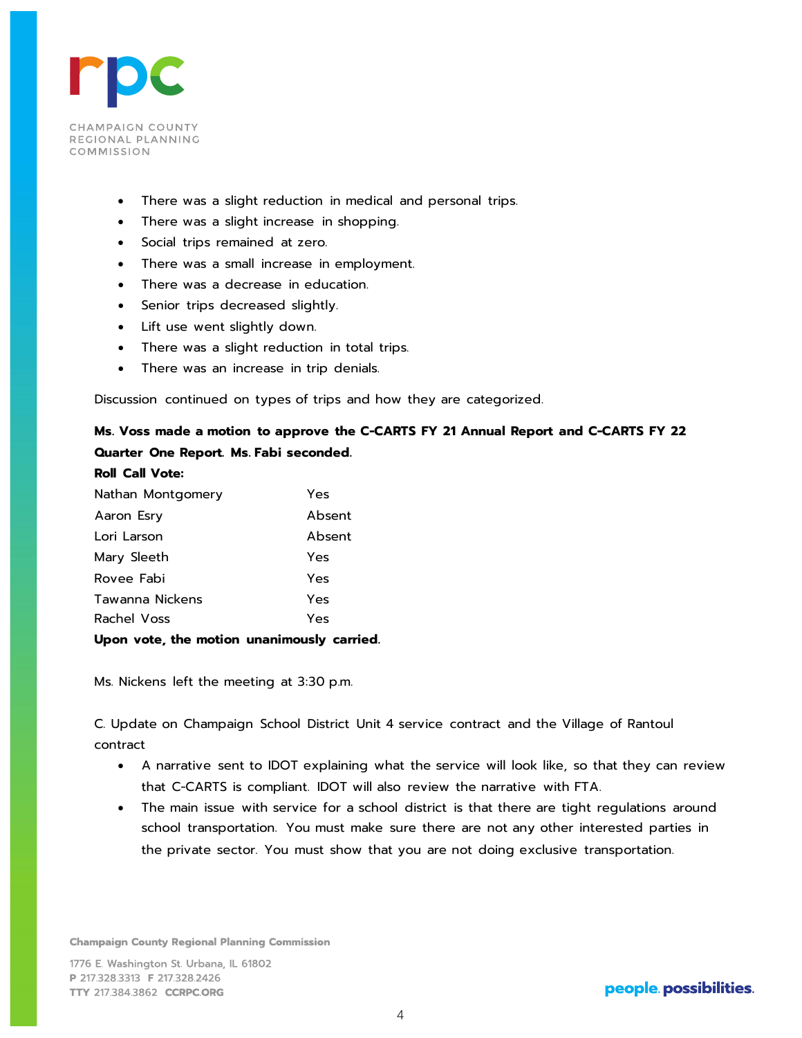- There was a slight reduction in medical and personal trips.
- There was a slight increase in shopping.
- Social trips remained at zero.
- There was a small increase in employment.
- There was a decrease in education.
- Senior trips decreased slightly.
- Lift use went slightly down.
- There was a slight reduction in total trips.
- There was an increase in trip denials.

Discussion continued on types of trips and how they are categorized.

**Ms. Voss made a motion to approve the C-CARTS FY 21 Annual Report and C-CARTS FY 22 Quarter One Report. Ms. Fabi seconded.**

**Roll Call Vote:**

| | |
|---|---|
| Nathan Montgomery | Yes |
| Aaron Esry | Absent |
| Lori Larson | Absent |
| Mary Sleeth | Yes |
| Rovee Fabi | Yes |
| Tawanna Nickens | Yes |
| Rachel Voss | Yes |

**Upon vote, the motion unanimously carried.**

Ms. Nickens left the meeting at 3:30 p.m.

C. Update on Champaign School District Unit 4 service contract and the Village of Rantoul contract

- A narrative sent to IDOT explaining what the service will look like, so that they can review that C-CARTS is compliant. IDOT will also review the narrative with FTA.
- The main issue with service for a school district is that there are tight regulations around school transportation. You must make sure there are not any other interested parties in the private sector. You must show that you are not doing exclusive transportation.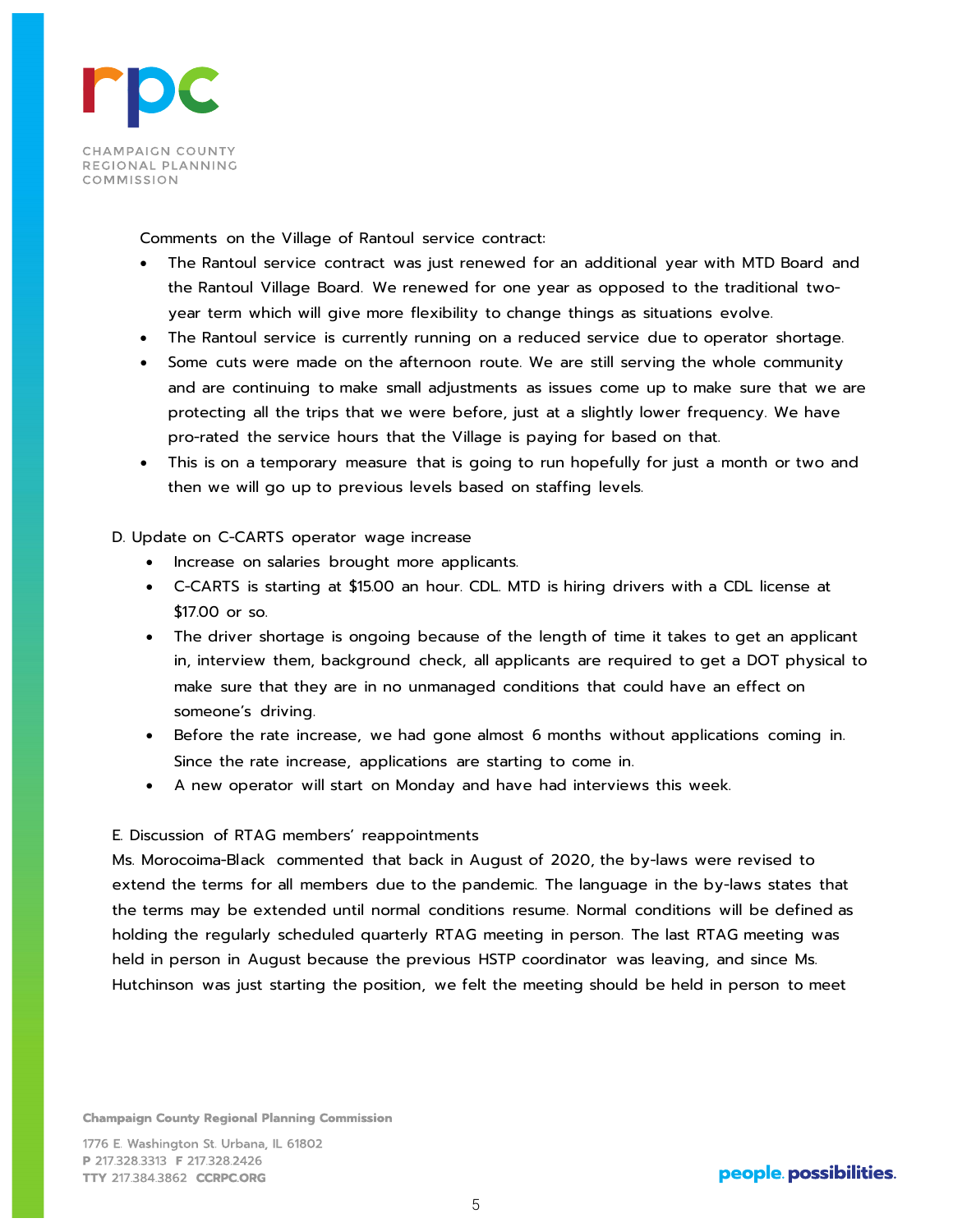Comments on the Village of Rantoul service contract:

- The Rantoul service contract was just renewed for an additional year with MTD Board and the Rantoul Village Board. We renewed for one year as opposed to the traditional two-year term which will give more flexibility to change things as situations evolve.
- The Rantoul service is currently running on a reduced service due to operator shortage.
- Some cuts were made on the afternoon route. We are still serving the whole community and are continuing to make small adjustments as issues come up to make sure that we are protecting all the trips that we were before, just at a slightly lower frequency. We have pro-rated the service hours that the Village is paying for based on that.
- This is on a temporary measure that is going to run hopefully for just a month or two and then we will go up to previous levels based on staffing levels.

D. Update on C-CARTS operator wage increase

- Increase on salaries brought more applicants.
- C-CARTS is starting at $15.00 an hour. CDL. MTD is hiring drivers with a CDL license at $17.00 or so.
- The driver shortage is ongoing because of the length of time it takes to get an applicant in, interview them, background check, all applicants are required to get a DOT physical to make sure that they are in no unmanaged conditions that could have an effect on someone's driving.
- Before the rate increase, we had gone almost 6 months without applications coming in. Since the rate increase, applications are starting to come in.
- A new operator will start on Monday and have had interviews this week.

E. Discussion of RTAG members' reappointments

Ms. Morocoima-Black commented that back in August of 2020, the by-laws were revised to extend the terms for all members due to the pandemic. The language in the by-laws states that the terms may be extended until normal conditions resume. Normal conditions will be defined as holding the regularly scheduled quarterly RTAG meeting in person. The last RTAG meeting was held in person in August because the previous HSTP coordinator was leaving, and since Ms. Hutchinson was just starting the position, we felt the meeting should be held in person to meet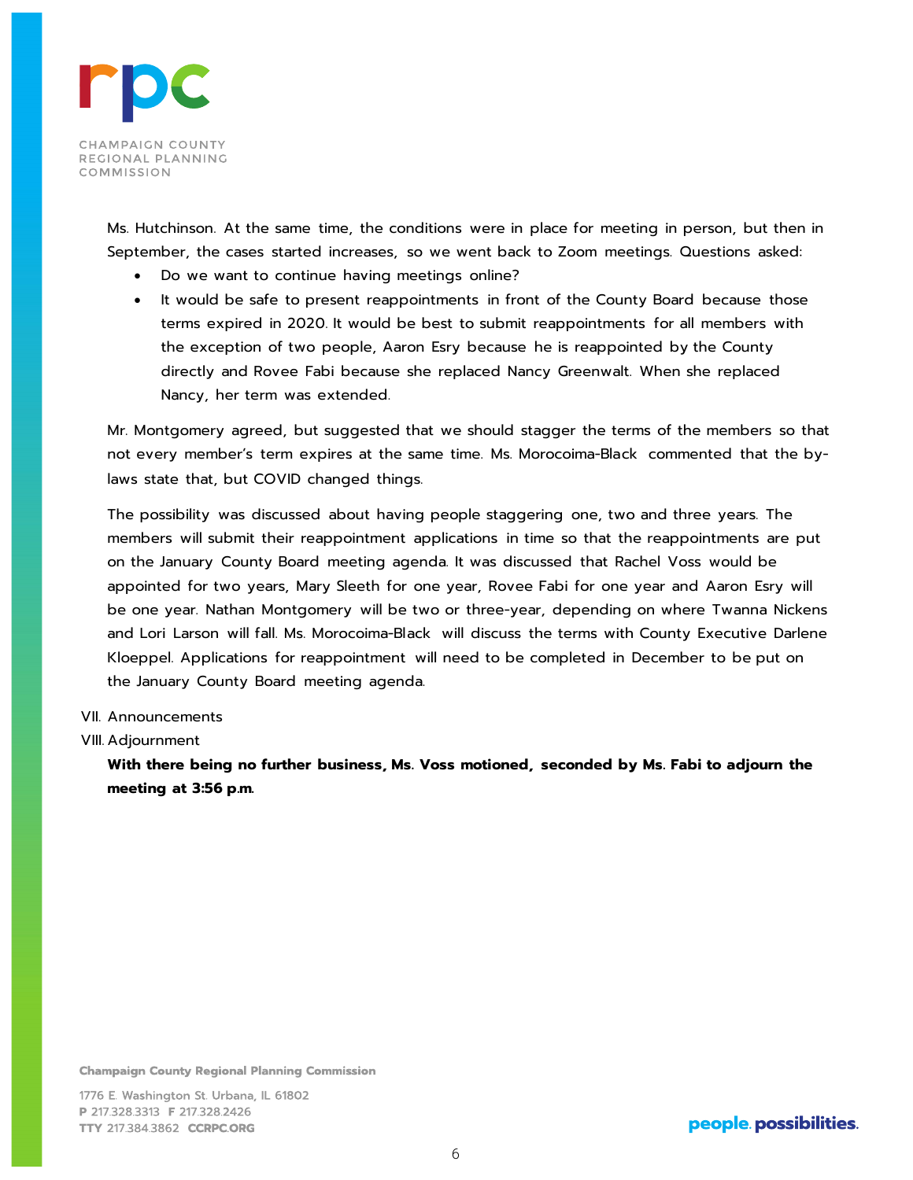Ms. Hutchinson. At the same time, the conditions were in place for meeting in person, but then in September, the cases started increases, so we went back to Zoom meetings. Questions asked:

- Do we want to continue having meetings online?
- It would be safe to present reappointments in front of the County Board because those terms expired in 2020. It would be best to submit reappointments for all members with the exception of two people, Aaron Esry because he is reappointed by the County directly and Rovee Fabi because she replaced Nancy Greenwalt. When she replaced Nancy, her term was extended.

Mr. Montgomery agreed, but suggested that we should stagger the terms of the members so that not every member's term expires at the same time. Ms. Morocoima-Black commented that the by-laws state that, but COVID changed things.

The possibility was discussed about having people staggering one, two and three years. The members will submit their reappointment applications in time so that the reappointments are put on the January County Board meeting agenda. It was discussed that Rachel Voss would be appointed for two years, Mary Sleeth for one year, Rovee Fabi for one year and Aaron Esry will be one year. Nathan Montgomery will be two or three-year, depending on where Twanna Nickens and Lori Larson will fall. Ms. Morocoima-Black will discuss the terms with County Executive Darlene Kloeppel. Applications for reappointment will need to be completed in December to be put on the January County Board meeting agenda.

VII. Announcements

VIII. Adjournment

**With there being no further business, Ms. Voss motioned, seconded by Ms. Fabi to adjourn the meeting at 3:56 p.m.**